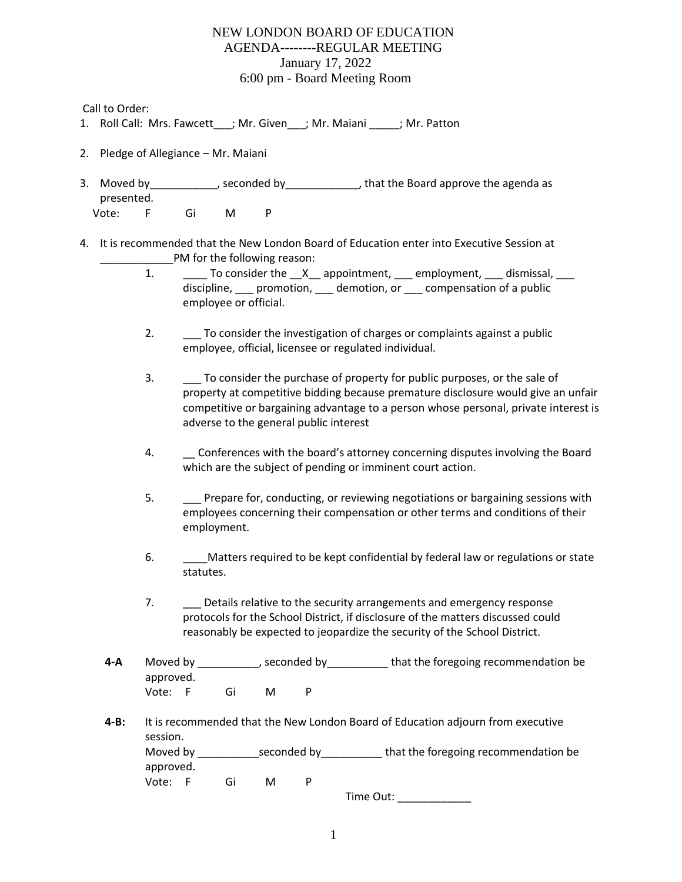# NEW LONDON BOARD OF EDUCATION
## AGENDA--------REGULAR MEETING
### January 17, 2022
### 6:00 pm - Board Meeting Room

Call to Order:

1. Roll Call: Mrs. Fawcett___; Mr. Given___; Mr. Maiani _____; Mr. Patton

2. Pledge of Allegiance – Mr. Maiani

3. Moved by___________, seconded by____________, that the Board approve the agenda as presented.
   Vote: F Gi M P

4. It is recommended that the New London Board of Education enter into Executive Session at ____________PM for the following reason:

   1. ____ To consider the __X__ appointment, ___ employment, ___ dismissal, ___ discipline, ___ promotion, ___ demotion, or ___ compensation of a public employee or official.

   2. ___ To consider the investigation of charges or complaints against a public employee, official, licensee or regulated individual.

   3. ___ To consider the purchase of property for public purposes, or the sale of property at competitive bidding because premature disclosure would give an unfair competitive or bargaining advantage to a person whose personal, private interest is adverse to the general public interest

   4. __ Conferences with the board's attorney concerning disputes involving the Board which are the subject of pending or imminent court action.

   5. ___ Prepare for, conducting, or reviewing negotiations or bargaining sessions with employees concerning their compensation or other terms and conditions of their employment.

   6. ____Matters required to be kept confidential by federal law or regulations or state statutes.

   7. ___ Details relative to the security arrangements and emergency response protocols for the School District, if disclosure of the matters discussed could reasonably be expected to jeopardize the security of the School District.

**4-A** Moved by __________, seconded by__________ that the foregoing recommendation be approved.
Vote: F Gi M P

**4-B:** It is recommended that the New London Board of Education adjourn from executive session.
Moved by __________seconded by__________ that the foregoing recommendation be approved.
Vote: F Gi M P

Time Out: ____________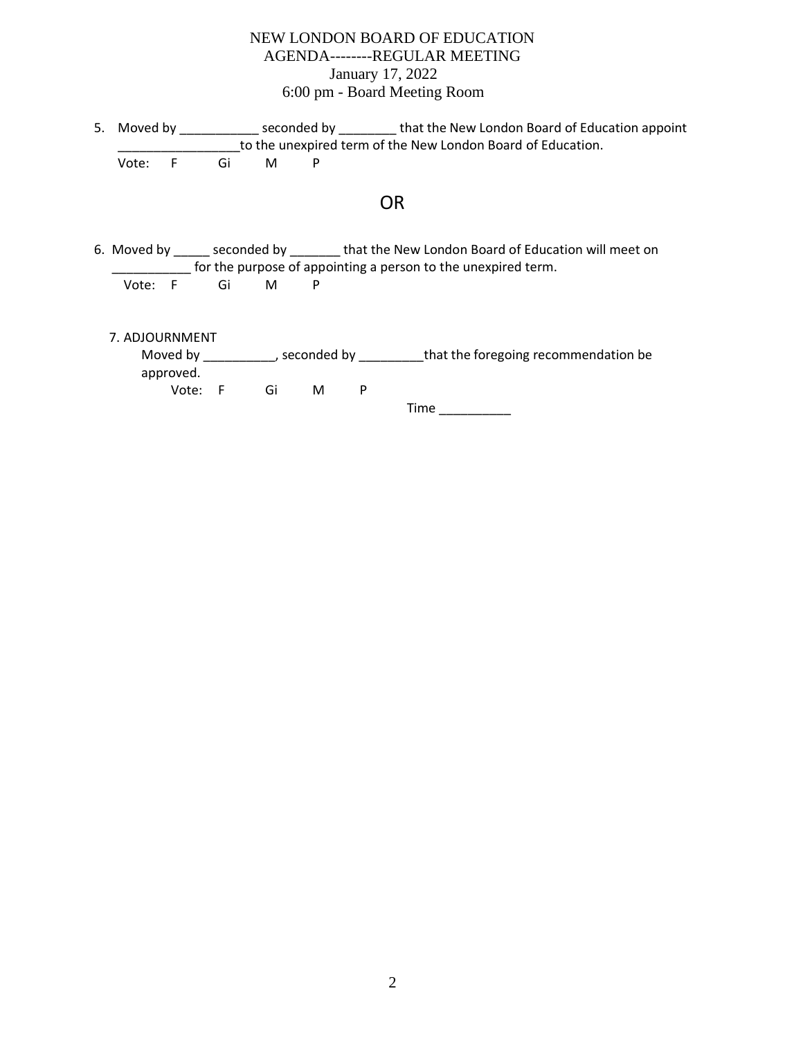NEW LONDON BOARD OF EDUCATION
AGENDA--------REGULAR MEETING
January 17, 2022
6:00 pm - Board Meeting Room

5. Moved by ___________ seconded by ________ that the New London Board of Education appoint _________________to the unexpired term of the New London Board of Education.

   Vote: F Gi M P

OR

6. Moved by _____ seconded by _______ that the New London Board of Education will meet on ___________ for the purpose of appointing a person to the unexpired term.

   Vote: F Gi M P

7. ADJOURNMENT

   Moved by __________, seconded by _________that the foregoing recommendation be approved.

   Vote: F Gi M P

   Time __________